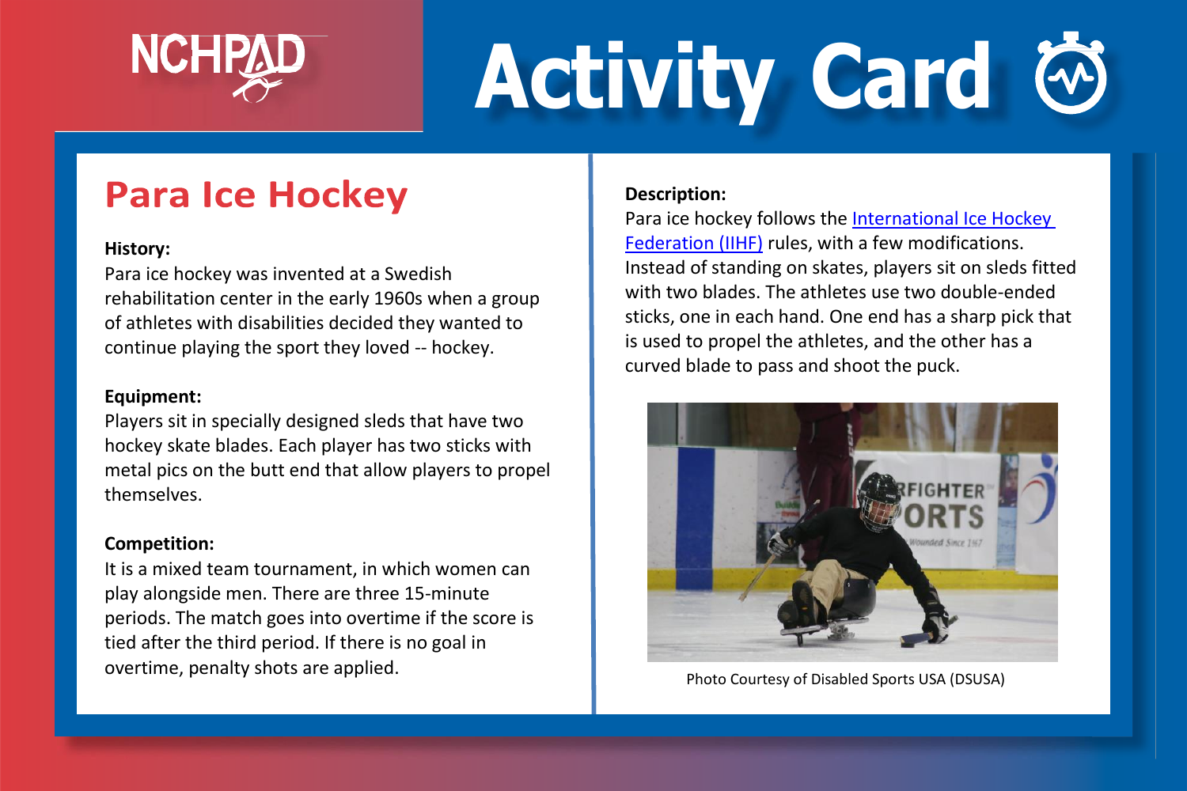# Activity Card

## Para Ice Hockey

**History:**
Para ice hockey was invented at a Swedish rehabilitation center in the early 1960s when a group of athletes with disabilities decided they wanted to continue playing the sport they loved -- hockey.

**Equipment:**
Players sit in specially designed sleds that have two hockey skate blades. Each player has two sticks with metal pics on the butt end that allow players to propel themselves.

**Competition:**
It is a mixed team tournament, in which women can play alongside men. There are three 15-minute periods. The match goes into overtime if the score is tied after the third period. If there is no goal in overtime, penalty shots are applied.

**Description:**
Para ice hockey follows the [International Ice Hockey Federation (IIHF)]() rules, with a few modifications. Instead of standing on skates, players sit on sleds fitted with two blades. The athletes use two double-ended sticks, one in each hand. One end has a sharp pick that is used to propel the athletes, and the other has a curved blade to pass and shoot the puck.

Photo Courtesy of Disabled Sports USA (DSUSA)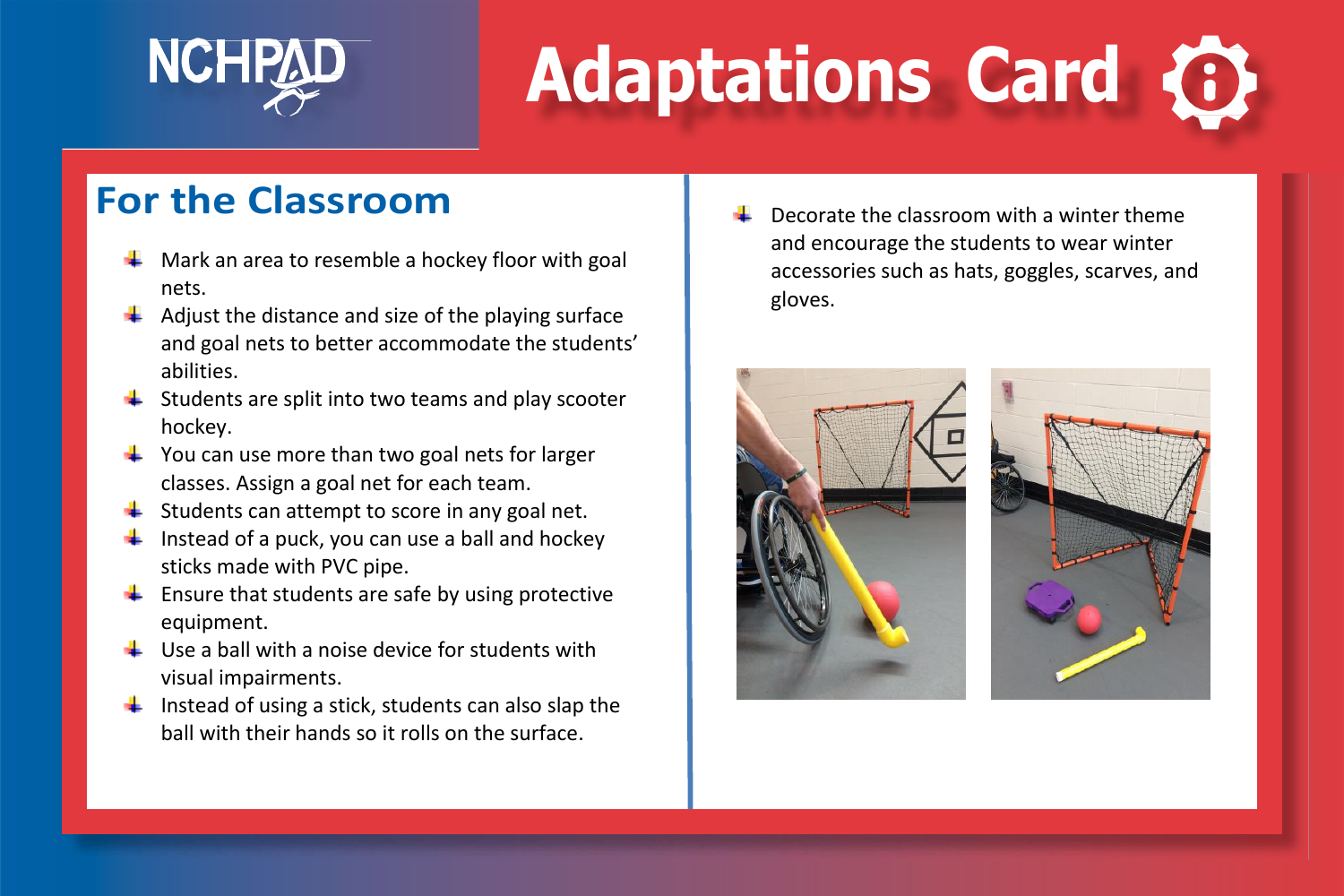# Adaptations Card

## For the Classroom

- Mark an area to resemble a hockey floor with goal nets.
- Adjust the distance and size of the playing surface and goal nets to better accommodate the students' abilities.
- Students are split into two teams and play scooter hockey.
- You can use more than two goal nets for larger classes. Assign a goal net for each team.
- Students can attempt to score in any goal net.
- Instead of a puck, you can use a ball and hockey sticks made with PVC pipe.
- Ensure that students are safe by using protective equipment.
- Use a ball with a noise device for students with visual impairments.
- Instead of using a stick, students can also slap the ball with their hands so it rolls on the surface.
- Decorate the classroom with a winter theme and encourage the students to wear winter accessories such as hats, goggles, scarves, and gloves.